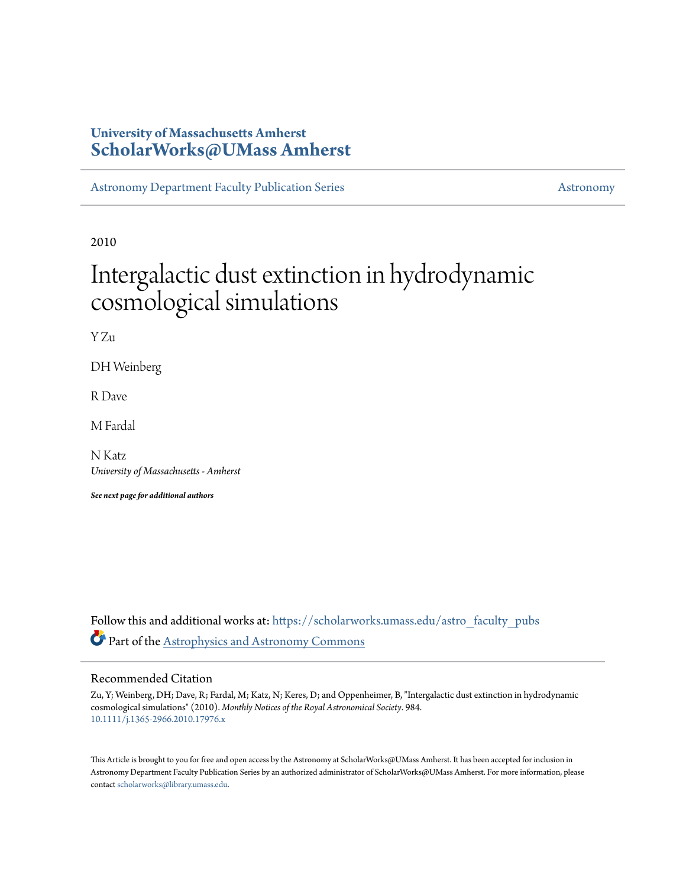University of Massachusetts Amherst
**ScholarWorks@UMass Amherst**

Astronomy Department Faculty Publication Series | Astronomy

2010

# Intergalactic dust extinction in hydrodynamic cosmological simulations

Y Zu

DH Weinberg

R Dave

M Fardal

N Katz
*University of Massachusetts - Amherst*

***See next page for additional authors***

Follow this and additional works at: https://scholarworks.umass.edu/astro_faculty_pubs

Part of the Astrophysics and Astronomy Commons

## Recommended Citation

Zu, Y; Weinberg, DH; Dave, R; Fardal, M; Katz, N; Keres, D; and Oppenheimer, B, "Intergalactic dust extinction in hydrodynamic cosmological simulations" (2010). *Monthly Notices of the Royal Astronomical Society*. 984.
10.1111/j.1365-2966.2010.17976.x

This Article is brought to you for free and open access by the Astronomy at ScholarWorks@UMass Amherst. It has been accepted for inclusion in Astronomy Department Faculty Publication Series by an authorized administrator of ScholarWorks@UMass Amherst. For more information, please contact scholarworks@library.umass.edu.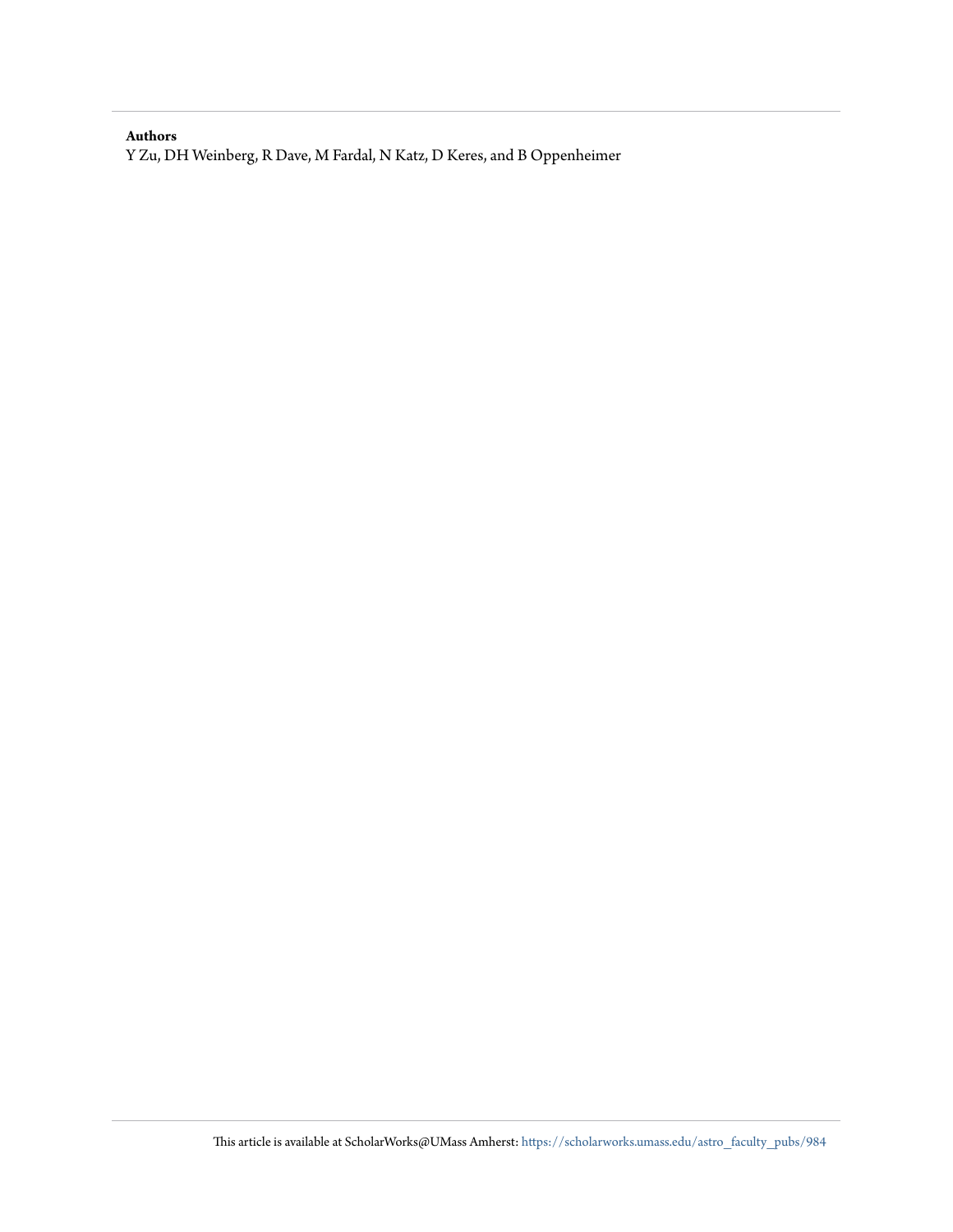**Authors**

Y Zu, DH Weinberg, R Dave, M Fardal, N Katz, D Keres, and B Oppenheimer

This article is available at ScholarWorks@UMass Amherst: https://scholarworks.umass.edu/astro_faculty_pubs/984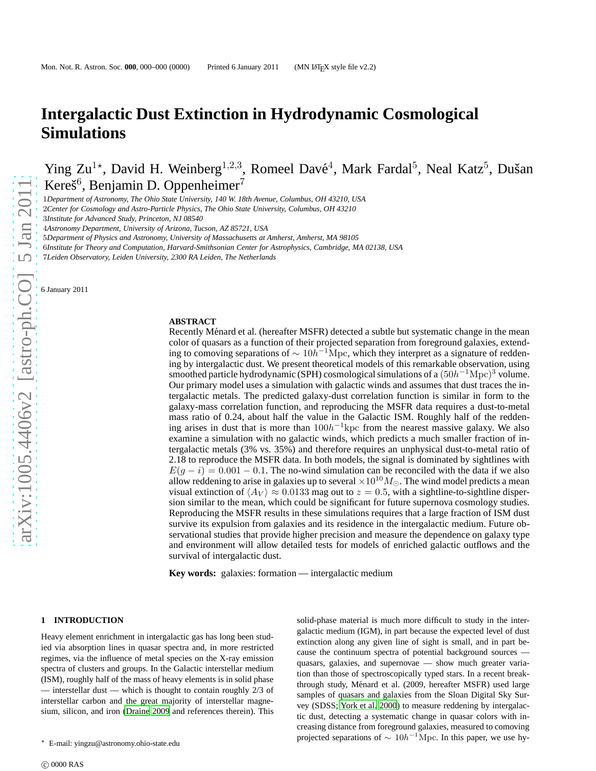# Intergalactic Dust Extinction in Hydrodynamic Cosmological Simulations

Ying Zu[1⋆], David H. Weinberg[1,2,3], Romeel Davé[4], Mark Fardal[5], Neal Katz[5], Dušan Kereš[6], Benjamin D. Oppenheimer[7]

1 *Department of Astronomy, The Ohio State University, 140 W. 18th Avenue, Columbus, OH 43210, USA*
2 *Center for Cosmology and Astro-Particle Physics, The Ohio State University, Columbus, OH 43210*
3 *Institute for Advanced Study, Princeton, NJ 08540*
4 *Astronomy Department, University of Arizona, Tucson, AZ 85721, USA*
5 *Department of Physics and Astronomy, University of Massachusetts at Amherst, Amherst, MA 98105*
6 *Institute for Theory and Computation, Harvard-Smithsonian Center for Astrophysics, Cambridge, MA 02138, USA*
7 *Leiden Observatory, Leiden University, 2300 RA Leiden, The Netherlands*

6 January 2011

## ABSTRACT

Recently Ménard et al. (hereafter MSFR) detected a subtle but systematic change in the mean color of quasars as a function of their projected separation from foreground galaxies, extending to comoving separations of $\sim 10h^{-1}\mathrm{Mpc}$, which they interpret as a signature of reddening by intergalactic dust. We present theoretical models of this remarkable observation, using smoothed particle hydrodynamic (SPH) cosmological simulations of a $(50h^{-1}\mathrm{Mpc})^3$ volume. Our primary model uses a simulation with galactic winds and assumes that dust traces the intergalactic metals. The predicted galaxy-dust correlation function is similar in form to the galaxy-mass correlation function, and reproducing the MSFR data requires a dust-to-metal mass ratio of 0.24, about half the value in the Galactic ISM. Roughly half of the reddening arises in dust that is more than $100h^{-1}\mathrm{kpc}$ from the nearest massive galaxy. We also examine a simulation with no galactic winds, which predicts a much smaller fraction of intergalactic metals (3% vs. 35%) and therefore requires an unphysical dust-to-metal ratio of 2.18 to reproduce the MSFR data. In both models, the signal is dominated by sightlines with $E(g-i) = 0.001 - 0.1$. The no-wind simulation can be reconciled with the data if we also allow reddening to arise in galaxies up to several $\times 10^{10} M_\odot$. The wind model predicts a mean visual extinction of $\langle A_V \rangle \approx 0.0133$ mag out to $z = 0.5$, with a sightline-to-sightline dispersion similar to the mean, which could be significant for future supernova cosmology studies. Reproducing the MSFR results in these simulations requires that a large fraction of ISM dust survive its expulsion from galaxies and its residence in the intergalactic medium. Future observational studies that provide higher precision and measure the dependence on galaxy type and environment will allow detailed tests for models of enriched galactic outflows and the survival of intergalactic dust.

**Key words:** galaxies: formation — intergalactic medium

## 1 INTRODUCTION

Heavy element enrichment in intergalactic gas has long been studied via absorption lines in quasar spectra and, in more restricted regimes, via the influence of metal species on the X-ray emission spectra of clusters and groups. In the Galactic interstellar medium (ISM), roughly half of the mass of heavy elements is in solid phase — interstellar dust — which is thought to contain roughly 2/3 of interstellar carbon and the great majority of interstellar magnesium, silicon, and iron (Draine 2009 and references therein). This solid-phase material is much more difficult to study in the intergalactic medium (IGM), in part because the expected level of dust extinction along any given line of sight is small, and in part because the continuum spectra of potential background sources — quasars, galaxies, and supernovae — show much greater variation than those of spectroscopically typed stars. In a recent breakthrough study, Ménard et al. (2009, hereafter MSFR) used large samples of quasars and galaxies from the Sloan Digital Sky Survey (SDSS; York et al. 2000) to measure reddening by intergalactic dust, detecting a systematic change in quasar colors with increasing distance from foreground galaxies, measured to comoving projected separations of $\sim 10h^{-1}\mathrm{Mpc}$. In this paper, we use hy-

⋆ E-mail: yingzu@astronomy.ohio-state.edu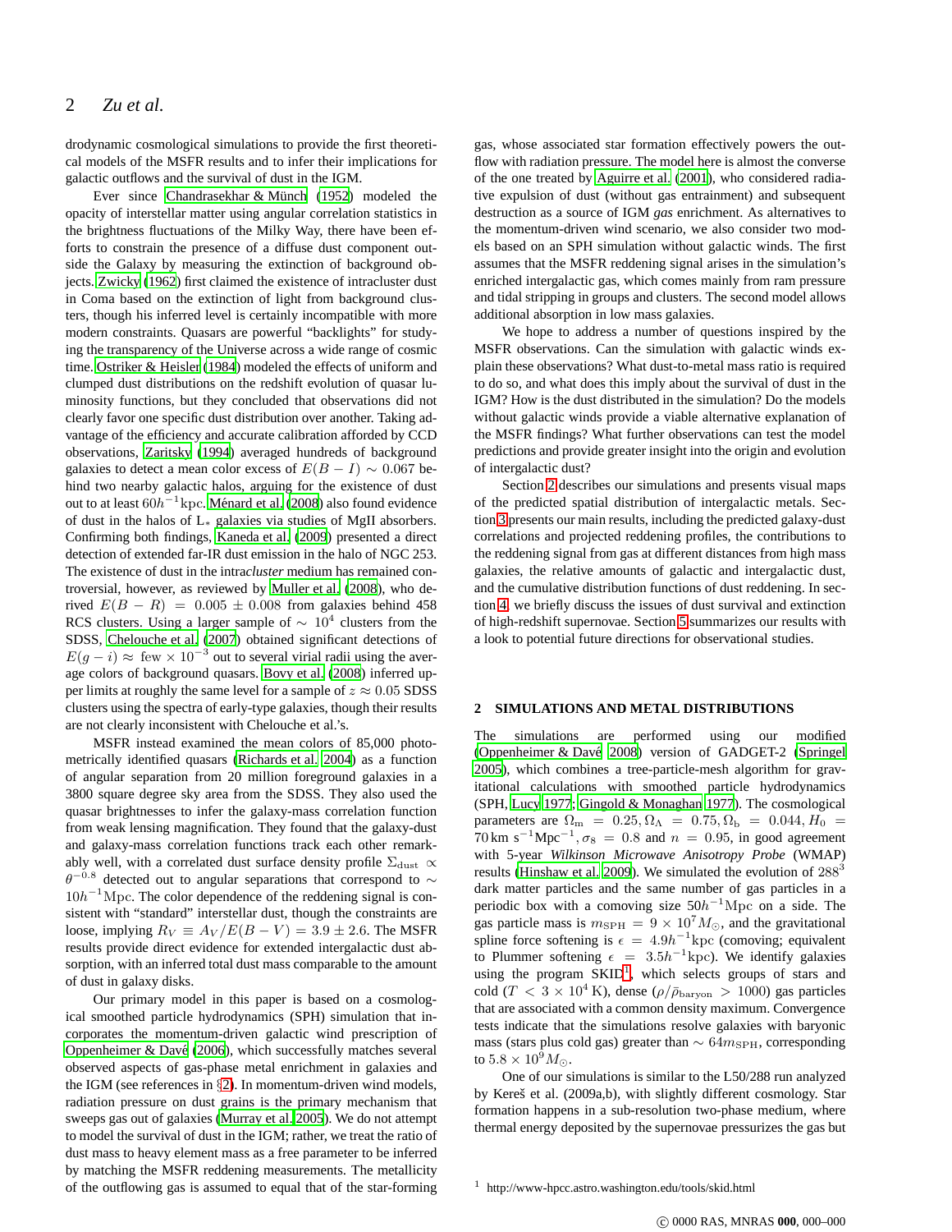drodynamic cosmological simulations to provide the first theoretical models of the MSFR results and to infer their implications for galactic outflows and the survival of dust in the IGM.

Ever since Chandrasekhar & Münch (1952) modeled the opacity of interstellar matter using angular correlation statistics in the brightness fluctuations of the Milky Way, there have been efforts to constrain the presence of a diffuse dust component outside the Galaxy by measuring the extinction of background objects. Zwicky (1962) first claimed the existence of intracluster dust in Coma based on the extinction of light from background clusters, though his inferred level is certainly incompatible with more modern constraints. Quasars are powerful "backlights" for studying the transparency of the Universe across a wide range of cosmic time. Ostriker & Heisler (1984) modeled the effects of uniform and clumped dust distributions on the redshift evolution of quasar luminosity functions, but they concluded that observations did not clearly favor one specific dust distribution over another. Taking advantage of the efficiency and accurate calibration afforded by CCD observations, Zaritsky (1994) averaged hundreds of background galaxies to detect a mean color excess of $E(B-I) \sim 0.067$ behind two nearby galactic halos, arguing for the existence of dust out to at least $60h^{-1}\mathrm{kpc}$. Ménard et al. (2008) also found evidence of dust in the halos of $L_*$ galaxies via studies of MgII absorbers. Confirming both findings, Kaneda et al. (2009) presented a direct detection of extended far-IR dust emission in the halo of NGC 253. The existence of dust in the intra*cluster* medium has remained controversial, however, as reviewed by Muller et al. (2008), who derived $E(B-R) = 0.005 \pm 0.008$ from galaxies behind 458 RCS clusters. Using a larger sample of $\sim 10^4$ clusters from the SDSS, Chelouche et al. (2007) obtained significant detections of $E(g-i) \approx \mathrm{few} \times 10^{-3}$ out to several virial radii using the average colors of background quasars. Bovy et al. (2008) inferred upper limits at roughly the same level for a sample of $z \approx 0.05$ SDSS clusters using the spectra of early-type galaxies, though their results are not clearly inconsistent with Chelouche et al.'s.

MSFR instead examined the mean colors of 85,000 photometrically identified quasars (Richards et al. 2004) as a function of angular separation from 20 million foreground galaxies in a 3800 square degree sky area from the SDSS. They also used the quasar brightnesses to infer the galaxy-mass correlation function from weak lensing magnification. They found that the galaxy-dust and galaxy-mass correlation functions track each other remarkably well, with a correlated dust surface density profile $\Sigma_{\mathrm{dust}} \propto \theta^{-0.8}$ detected out to angular separations that correspond to $\sim 10h^{-1}\mathrm{Mpc}$. The color dependence of the reddening signal is consistent with "standard" interstellar dust, though the constraints are loose, implying $R_V \equiv A_V/E(B-V) = 3.9 \pm 2.6$. The MSFR results provide direct evidence for extended intergalactic dust absorption, with an inferred total dust mass comparable to the amount of dust in galaxy disks.

Our primary model in this paper is based on a cosmological smoothed particle hydrodynamics (SPH) simulation that incorporates the momentum-driven galactic wind prescription of Oppenheimer & Davé (2006), which successfully matches several observed aspects of gas-phase metal enrichment in galaxies and the IGM (see references in §2). In momentum-driven wind models, radiation pressure on dust grains is the primary mechanism that sweeps gas out of galaxies (Murray et al. 2005). We do not attempt to model the survival of dust in the IGM; rather, we treat the ratio of dust mass to heavy element mass as a free parameter to be inferred by matching the MSFR reddening measurements. The metallicity of the outflowing gas is assumed to equal that of the star-forming gas, whose associated star formation effectively powers the outflow with radiation pressure. The model here is almost the converse of the one treated by Aguirre et al. (2001), who considered radiative expulsion of dust (without gas entrainment) and subsequent destruction as a source of IGM *gas* enrichment. As alternatives to the momentum-driven wind scenario, we also consider two models based on an SPH simulation without galactic winds. The first assumes that the MSFR reddening signal arises in the simulation's enriched intergalactic gas, which comes mainly from ram pressure and tidal stripping in groups and clusters. The second model allows additional absorption in low mass galaxies.

We hope to address a number of questions inspired by the MSFR observations. Can the simulation with galactic winds explain these observations? What dust-to-metal mass ratio is required to do so, and what does this imply about the survival of dust in the IGM? How is the dust distributed in the simulation? Do the models without galactic winds provide a viable alternative explanation of the MSFR findings? What further observations can test the model predictions and provide greater insight into the origin and evolution of intergalactic dust?

Section 2 describes our simulations and presents visual maps of the predicted spatial distribution of intergalactic metals. Section 3 presents our main results, including the predicted galaxy-dust correlations and projected reddening profiles, the contributions to the reddening signal from gas at different distances from high mass galaxies, the relative amounts of galactic and intergalactic dust, and the cumulative distribution functions of dust reddening. In section 4, we briefly discuss the issues of dust survival and extinction of high-redshift supernovae. Section 5 summarizes our results with a look to potential future directions for observational studies.

## 2 SIMULATIONS AND METAL DISTRIBUTIONS

The simulations are performed using our modified (Oppenheimer & Davé 2008) version of GADGET-2 (Springel 2005), which combines a tree-particle-mesh algorithm for gravitational calculations with smoothed particle hydrodynamics (SPH, Lucy 1977; Gingold & Monaghan 1977). The cosmological parameters are $\Omega_{\mathrm{m}} = 0.25, \Omega_\Lambda = 0.75, \Omega_{\mathrm{b}} = 0.044, H_0 = 70\,\mathrm{km\ s^{-1}Mpc^{-1}}, \sigma_8 = 0.8$ and $n = 0.95$, in good agreement with 5-year *Wilkinson Microwave Anisotropy Probe* (WMAP) results (Hinshaw et al. 2009). We simulated the evolution of $288^3$ dark matter particles and the same number of gas particles in a periodic box with a comoving size $50h^{-1}\mathrm{Mpc}$ on a side. The gas particle mass is $m_{\mathrm{SPH}} = 9 \times 10^7 M_\odot$, and the gravitational spline force softening is $\epsilon = 4.9h^{-1}\mathrm{kpc}$ (comoving; equivalent to Plummer softening $\epsilon = 3.5h^{-1}\mathrm{kpc}$). We identify galaxies using the program SKID[1], which selects groups of stars and cold ($T < 3 \times 10^4$ K), dense ($\rho/\bar{\rho}_{\mathrm{baryon}} > 1000$) gas particles that are associated with a common density maximum. Convergence tests indicate that the simulations resolve galaxies with baryonic mass (stars plus cold gas) greater than $\sim 64 m_{\mathrm{SPH}}$, corresponding to $5.8 \times 10^9 M_\odot$.

One of our simulations is similar to the L50/288 run analyzed by Kereš et al. (2009a,b), with slightly different cosmology. Star formation happens in a sub-resolution two-phase medium, where thermal energy deposited by the supernovae pressurizes the gas but

[1] http://www-hpcc.astro.washington.edu/tools/skid.html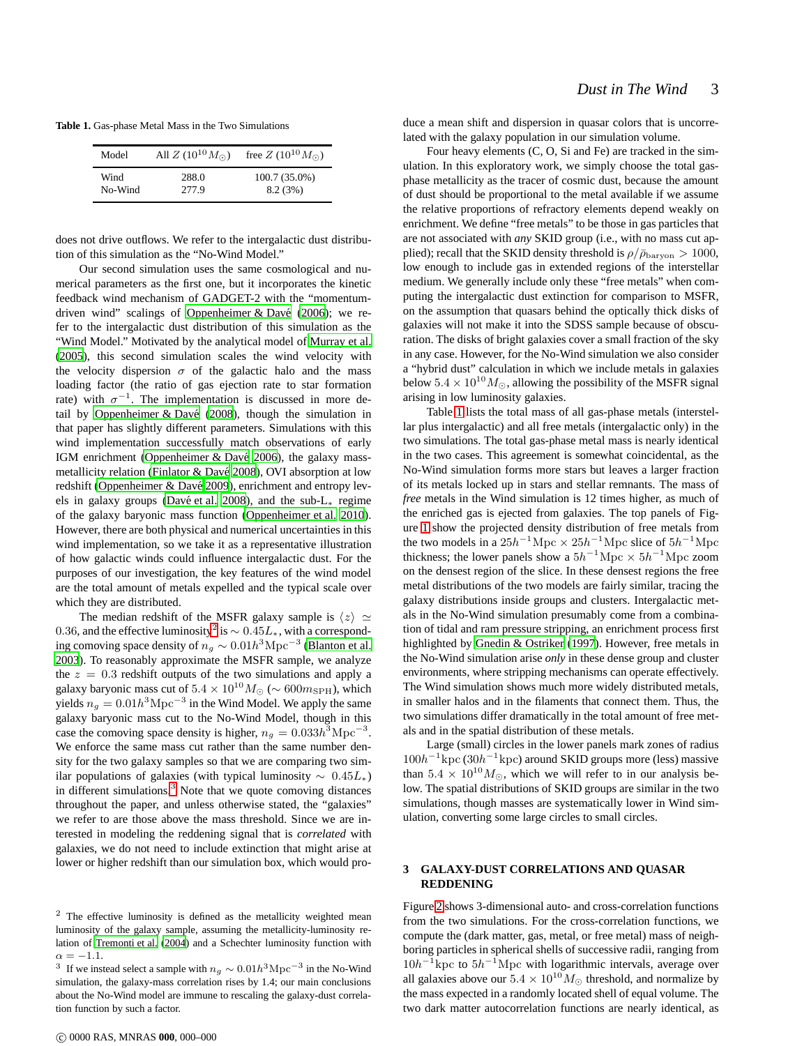**Table 1.** Gas-phase Metal Mass in the Two Simulations

| Model | All $Z$ ($10^{10}M_{\odot}$) | free $Z$ ($10^{10}M_{\odot}$) |
|---|---|---|
| Wind | 288.0 | 100.7 (35.0%) |
| No-Wind | 277.9 | 8.2 (3%) |

does not drive outflows. We refer to the intergalactic dust distribution of this simulation as the "No-Wind Model."

Our second simulation uses the same cosmological and numerical parameters as the first one, but it incorporates the kinetic feedback wind mechanism of GADGET-2 with the "momentum-driven wind" scalings of Oppenheimer & Davé (2006); we refer to the intergalactic dust distribution of this simulation as the "Wind Model." Motivated by the analytical model of Murray et al. (2005), this second simulation scales the wind velocity with the velocity dispersion $\sigma$ of the galactic halo and the mass loading factor (the ratio of gas ejection rate to star formation rate) with $\sigma^{-1}$. The implementation is discussed in more detail by Oppenheimer & Davé (2008), though the simulation in that paper has slightly different parameters. Simulations with this wind implementation successfully match observations of early IGM enrichment (Oppenheimer & Davé 2006), the galaxy mass-metallicity relation (Finlator & Davé 2008), OVI absorption at low redshift (Oppenheimer & Davé 2009), enrichment and entropy levels in galaxy groups (Davé et al. 2008), and the sub-L$_*$ regime of the galactic baryonic mass function (Oppenheimer et al. 2010). However, there are both physical and numerical uncertainties in this wind implementation, so we take it as a representative illustration of how galactic winds could influence intergalactic dust. For the purposes of our investigation, the key features of the wind model are the total amount of metals expelled and the typical scale over which they are distributed.

The median redshift of the MSFR galaxy sample is $\langle z\rangle \simeq 0.36$, and the effective luminosity[2] is $\sim 0.45L_*$, with a corresponding comoving space density of $n_g \sim 0.01h^3\mathrm{Mpc}^{-3}$ (Blanton et al. 2003). To reasonably approximate the MSFR sample, we analyze the $z = 0.3$ redshift outputs of the two simulations and apply a galaxy baryonic mass cut of $5.4\times10^{10}M_{\odot}$ ($\sim 600m_{\mathrm{SPH}}$), which yields $n_g = 0.01h^3\mathrm{Mpc}^{-3}$ in the Wind Model. We apply the same galaxy baryonic mass cut to the No-Wind Model, though in this case the comoving space density is higher, $n_g = 0.033h^3\mathrm{Mpc}^{-3}$. We enforce the same mass cut rather than the same number density for the two galaxy samples so that we are comparing two similar populations of galaxies (with typical luminosity $\sim 0.45L_*$) in different simulations.[3] Note that we quote comoving distances throughout the paper, and unless otherwise stated, the "galaxies" we refer to are those above the mass threshold. Since we are interested in modeling the reddening signal that is *correlated* with galaxies, we do not need to include extinction that might arise at lower or higher redshift than our simulation box, which would produce a mean shift and dispersion in quasar colors that is uncorrelated with the galaxy population in our simulation volume.

Four heavy elements (C, O, Si and Fe) are tracked in the simulation. In this exploratory work, we simply choose the total gas-phase metallicity as the tracer of cosmic dust, because the amount of dust should be proportional to the metal available if we assume the relative proportions of refractory elements depend weakly on enrichment. We define "free metals" to be those in gas particles that are not associated with *any* SKID group (i.e., with no mass cut applied); recall that the SKID density threshold is $\rho/\bar{\rho}_{\mathrm{baryon}} > 1000$, low enough to include gas in extended regions of the interstellar medium. We generally include only these "free metals" when computing the intergalactic dust extinction for comparison to MSFR, on the assumption that quasars behind the optically thick disks of galaxies will not make it into the SDSS sample because of obscuration. The disks of bright galaxies cover a small fraction of the sky in any case. However, for the No-Wind simulation we also consider a "hybrid dust" calculation in which we include metals in galaxies below $5.4\times10^{10}M_{\odot}$, allowing the possibility of the MSFR signal arising in low luminosity galaxies.

Table 1 lists the total mass of all gas-phase metals (interstellar plus intergalactic) and all free metals (intergalactic only) in the two simulations. The total gas-phase metal mass is nearly identical in the two cases. This agreement is somewhat coincidental, as the No-Wind simulation forms more stars but leaves a larger fraction of its metals locked up in stars and stellar remnants. The mass of *free* metals in the Wind simulation is 12 times higher, as much of the enriched gas is ejected from galaxies. The top panels of Figure 1 show the projected density distribution of free metals from the two models in a $25h^{-1}\mathrm{Mpc}\times25h^{-1}\mathrm{Mpc}$ slice of $5h^{-1}\mathrm{Mpc}$ thickness; the lower panels show a $5h^{-1}\mathrm{Mpc}\times5h^{-1}\mathrm{Mpc}$ zoom on the densest region of the slice. In these densest regions the free metal distributions of the two models are fairly similar, tracing the galaxy distributions inside groups and clusters. Intergalactic metals in the No-Wind simulation presumably come from a combination of tidal and ram pressure stripping, an enrichment process first highlighted by Gnedin & Ostriker (1997). However, free metals in the No-Wind simulation arise *only* in these dense group and cluster environments, where stripping mechanisms can operate effectively. The Wind simulation shows much more widely distributed metals, in smaller halos and in the filaments that connect them. Thus, the two simulations differ dramatically in the total amount of free metals and in the spatial distribution of these metals.

Large (small) circles in the lower panels mark zones of radius $100h^{-1}$kpc ($30h^{-1}$kpc) around SKID groups more (less) massive than $5.4\times10^{10}M_{\odot}$, which we will refer to in our analysis below. The spatial distributions of SKID groups are similar in the two simulations, though masses are systematically lower in Wind simulation, converting some large circles to small circles.

## 3 GALAXY-DUST CORRELATIONS AND QUASAR REDDENING

Figure 2 shows 3-dimensional auto- and cross-correlation functions from the two simulations. For the cross-correlation functions, we compute the (dark matter, gas, metal, or free metal) mass of neighboring particles in spherical shells of successive radii, ranging from $10h^{-1}$kpc to $5h^{-1}$Mpc with logarithmic intervals, average over all galaxies above our $5.4\times10^{10}M_{\odot}$ threshold, and normalize by the mass expected in a randomly located shell of equal volume. The two dark matter autocorrelation functions are nearly identical, as

[2] The effective luminosity is defined as the metallicity weighted mean luminosity of the galaxy sample, assuming the metallicity-luminosity relation of Tremonti et al. (2004) and a Schechter luminosity function with $\alpha = -1.1$.

[3] If we instead select a sample with $n_g \sim 0.01h^3\mathrm{Mpc}^{-3}$ in the No-Wind simulation, the galaxy-mass correlation rises by 1.4; our main conclusions about the No-Wind model are immune to rescaling the galaxy-dust correlation function by such a factor.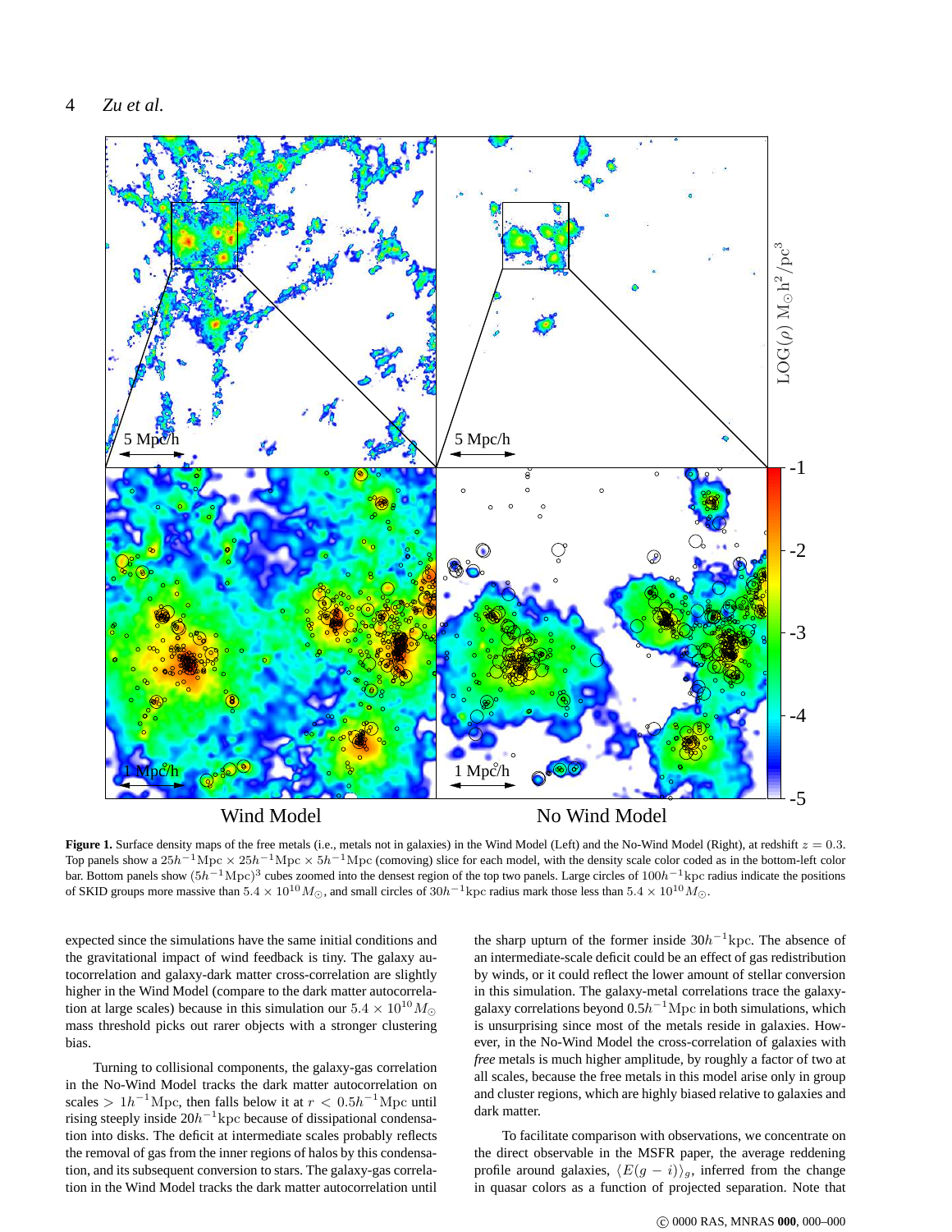Figure 1. Surface density maps of the free metals (i.e., metals not in galaxies) in the Wind Model (Left) and the No-Wind Model (Right), at redshift $z = 0.3$. Top panels show a $25h^{-1}$Mpc $\times$ $25h^{-1}$Mpc $\times$ $5h^{-1}$Mpc (comoving) slice for each model, with the density scale color coded as in the bottom-left color bar. Bottom panels show $(5h^{-1}\mathrm{Mpc})^3$ cubes zoomed into the densest region of the top two panels. Large circles of $100h^{-1}$kpc radius indicate the positions of SKID groups more massive than $5.4 \times 10^{10} M_\odot$, and small circles of $30h^{-1}$kpc radius mark those less than $5.4 \times 10^{10} M_\odot$.

expected since the simulations have the same initial conditions and the gravitational impact of wind feedback is tiny. The galaxy autocorrelation and galaxy-dark matter cross-correlation are slightly higher in the Wind Model (compare to the dark matter autocorrelation at large scales) because in this simulation our $5.4 \times 10^{10} M_\odot$ mass threshold picks out rarer objects with a stronger clustering bias.

Turning to collisional components, the galaxy-gas correlation in the No-Wind Model tracks the dark matter autocorrelation on scales $> 1h^{-1}$Mpc, then falls below it at $r < 0.5h^{-1}$Mpc until rising steeply inside $20h^{-1}$kpc because of dissipational condensation into disks. The deficit at intermediate scales probably reflects the removal of gas from the inner regions of halos by this condensation, and its subsequent conversion to stars. The galaxy-gas correlation in the Wind Model tracks the dark matter autocorrelation until the sharp upturn of the former inside $30h^{-1}$kpc. The absence of an intermediate-scale deficit could be an effect of gas redistribution by winds, or it could reflect the lower amount of stellar conversion in this simulation. The galaxy-metal correlations trace the galaxy-galaxy correlations beyond $0.5h^{-1}$Mpc in both simulations, which is unsurprising since most of the metals reside in galaxies. However, in the No-Wind Model the cross-correlation of galaxies with *free* metals is much higher amplitude, by roughly a factor of two at all scales, because the free metals in this model arise only in group and cluster regions, which are highly biased relative to galaxies and dark matter.

To facilitate comparison with observations, we concentrate on the direct observable in the MSFR paper, the average reddening profile around galaxies, $\langle E(g-i)\rangle_g$, inferred from the change in quasar colors as a function of projected separation. Note that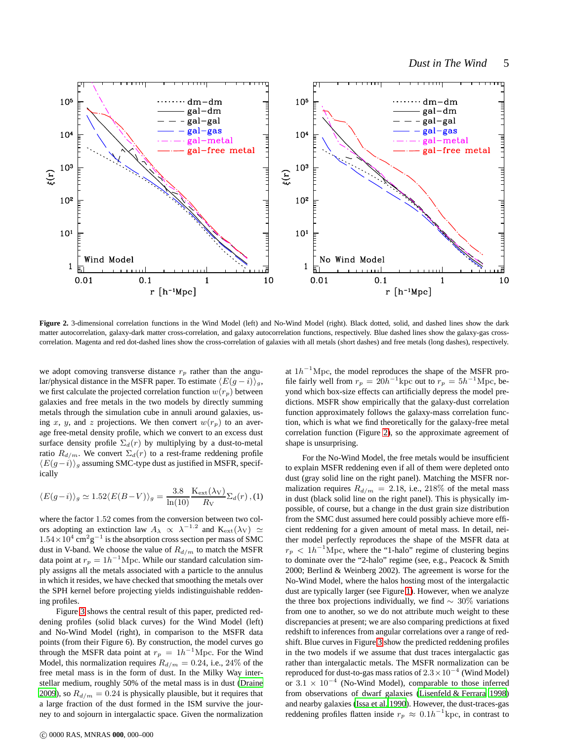**Figure 2.** 3-dimensional correlation functions in the Wind Model (left) and No-Wind Model (right). Black dotted, solid, and dashed lines show the dark matter autocorrelation, galaxy-dark matter cross-correlation, and galaxy autocorrelation functions, respectively. Blue dashed lines show the galaxy-gas cross-correlation. Magenta and red dot-dashed lines show the cross-correlation of galaxies with all metals (short dashes) and free metals (long dashes), respectively.

we adopt comoving transverse distance $r_p$ rather than the angular/physical distance in the MSFR paper. To estimate $\langle E(g-i)\rangle_g$, we first calculate the projected correlation function $w(r_p)$ between galaxies and free metals in the two models by directly summing metals through the simulation cube in annuli around galaxies, using $x$, $y$, and $z$ projections. We then convert $w(r_p)$ to an average free-metal density profile, which we convert to an excess dust surface density profile $\Sigma_d(r)$ by multiplying by a dust-to-metal ratio $R_{d/m}$. We convert $\Sigma_d(r)$ to a rest-frame reddening profile $\langle E(g-i)\rangle_g$ assuming SMC-type dust as justified in MSFR, specifically

$$\langle E(g-i)\rangle_g \simeq 1.52\langle E(B-V)\rangle_g = \frac{3.8}{\ln(10)}\frac{\mathrm{K_{ext}}(\lambda_\mathrm{V})}{R_\mathrm{V}}\Sigma_d(r)\,, \quad (1)$$

where the factor 1.52 comes from the conversion between two colors adopting an extinction law $A_\lambda \propto \lambda^{-1.2}$ and $\mathrm{K_{ext}}(\lambda_\mathrm{V}) \simeq 1.54\times10^4$ cm$^2$g$^{-1}$ is the absorption cross section per mass of SMC dust in V-band. We choose the value of $R_{d/m}$ to match the MSFR data point at $r_p = 1h^{-1}$Mpc. While our standard calculation simply assigns all the metals associated with a particle to the annulus in which it resides, we have checked that smoothing the metals over the SPH kernel before projecting yields indistinguishable reddening profiles.

Figure 3 shows the central result of this paper, predicted reddening profiles (solid black curves) for the Wind Model (left) and No-Wind Model (right), in comparison to the MSFR data points (from their Figure 6). By construction, the model curves go through the MSFR data point at $r_p = 1h^{-1}$Mpc. For the Wind Model, this normalization requires $R_{d/m} = 0.24$, i.e., 24% of the free metal mass is in the form of dust. In the Milky Way interstellar medium, roughly 50% of the metal mass is in dust (Draine 2009), so $R_{d/m} = 0.24$ is physically plausible, but it requires that a large fraction of the dust formed in the ISM survive the journey to and sojourn in intergalactic space. Given the normalization at $1h^{-1}$Mpc, the model reproduces the shape of the MSFR profile fairly well from $r_p = 20h^{-1}$kpc out to $r_p = 5h^{-1}$Mpc, beyond which box-size effects can artificially depress the model predictions. MSFR show empirically that the galaxy-dust correlation function approximately follows the galaxy-mass correlation function, which is what we find theoretically for the galaxy-free metal correlation function (Figure 2), so the approximate agreement of shape is unsurprising.

For the No-Wind Model, the free metals would be insufficient to explain MSFR reddening even if all of them were depleted onto dust (gray solid line on the right panel). Matching the MSFR normalization requires $R_{d/m} = 2.18$, i.e., 218% of the metal mass in dust (black solid line on the right panel). This is physically impossible, of course, but a change in the dust grain size distribution from the SMC dust assumed here could possibly achieve more efficient reddening for a given amount of metal mass. In detail, neither model perfectly reproduces the shape of the MSFR data at $r_p < 1h^{-1}$Mpc, where the "1-halo" regime of clustering begins to dominate over the "2-halo" regime (see, e.g., Peacock & Smith 2000; Berlind & Weinberg 2002). The agreement is worse for the No-Wind Model, where the halos hosting most of the intergalactic dust are typically larger (see Figure 1). However, when we analyze the three box projections individually, we find $\sim$ 30% variations from one to another, so we do not attribute much weight to these discrepancies at present; we are also comparing predictions at fixed redshift to inferences from angular correlations over a range of redshift. Blue curves in Figure 3 show the predicted reddening profiles in the two models if we assume that dust traces intergalactic gas rather than intergalactic metals. The MSFR normalization can be reproduced for dust-to-gas mass ratios of $2.3\times10^{-4}$ (Wind Model) or $3.1 \times 10^{-4}$ (No-Wind Model), comparable to those inferred from observations of dwarf galaxies (Lisenfeld & Ferrara 1998) and nearby galaxies (Issa et al. 1990). However, the dust-traces-gas reddening profiles flatten inside $r_p \approx 0.1h^{-1}$kpc, in contrast to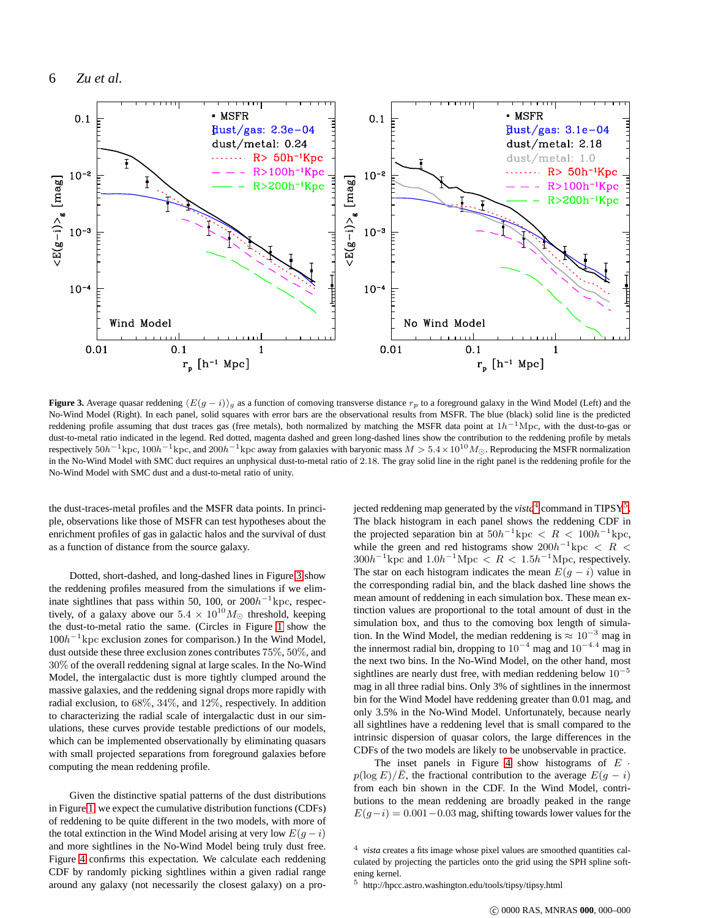**Figure 3.** Average quasar reddening $\langle E(g-i)\rangle_g$ as a function of comoving transverse distance $r_p$ to a foreground galaxy in the Wind Model (Left) and the No-Wind Model (Right). In each panel, solid squares with error bars are the observational results from MSFR. The blue (black) solid line is the predicted reddening profile assuming that dust traces gas (free metals), both normalized by matching the MSFR data point at $1h^{-1}$Mpc, with the dust-to-gas or dust-to-metal ratio indicated in the legend. Red dotted, magenta dashed and green long-dashed lines show the contribution to the reddening profile by metals respectively $50h^{-1}$kpc, $100h^{-1}$kpc, and $200h^{-1}$kpc away from galaxies with baryonic mass $M > 5.4\times10^{10}M_\odot$. Reproducing the MSFR normalization in the No-Wind Model with SMC duct requires an unphysical dust-to-metal ratio of 2.18. The gray solid line in the right panel is the reddening profile for the No-Wind Model with SMC dust and a dust-to-metal ratio of unity.

the dust-traces-metal profiles and the MSFR data points. In principle, observations like those of MSFR can test hypotheses about the enrichment profiles of gas in galactic halos and the survival of dust as a function of distance from the source galaxy.

Dotted, short-dashed, and long-dashed lines in Figure 3 show the reddening profiles measured from the simulations if we eliminate sightlines that pass within 50, 100, or $200h^{-1}$kpc, respectively, of a galaxy above our $5.4\times10^{10}M_\odot$ threshold, keeping the dust-to-metal ratio the same. (Circles in Figure 1 show the $100h^{-1}$kpc exclusion zones for comparison.) In the Wind Model, dust outside these three exclusion zones contributes 75%, 50%, and 30% of the overall reddening signal at large scales. In the No-Wind Model, the intergalactic dust is more tightly clumped around the massive galaxies, and the reddening signal drops more rapidly with radial exclusion, to 68%, 34%, and 12%, respectively. In addition to characterizing the radial scale of intergalactic dust in our simulations, these curves provide testable predictions of our models, which can be implemented observationally by eliminating quasars with small projected separations from foreground galaxies before computing the mean reddening profile.

Given the distinctive spatial patterns of the dust distributions in Figure 1, we expect the cumulative distribution functions (CDFs) of reddening to be quite different in the two models, with more of the total extinction in the Wind Model arising at very low $E(g-i)$ and more sightlines in the No-Wind Model being truly dust free. Figure 4 confirms this expectation. We calculate each reddening CDF by randomly picking sightlines within a given radial range around any galaxy (not necessarily the closest galaxy) on a projected reddening map generated by the *vista*[4] command in TIPSY[5]. The black histogram in each panel shows the reddening CDF in the projected separation bin at $50h^{-1}\text{kpc} < R < 100h^{-1}\text{kpc}$, while the green and red histograms show $200h^{-1}\text{kpc} < R < 300h^{-1}\text{kpc}$ and $1.0h^{-1}\text{Mpc} < R < 1.5h^{-1}\text{Mpc}$, respectively. The star on each histogram indicates the mean $E(g-i)$ value in the corresponding radial bin, and the black dashed line shows the mean amount of reddening in each simulation box. These mean extinction values are proportional to the total amount of dust in the simulation box, and thus to the comoving box length of simulation. In the Wind Model, the median reddening is $\approx 10^{-3}$ mag in the innermost radial bin, dropping to $10^{-4}$ mag and $10^{-4.4}$ mag in the next two bins. In the No-Wind Model, on the other hand, most sightlines are nearly dust free, with median reddening below $10^{-5}$ mag in all three radial bins. Only 3% of sightlines in the innermost bin for the Wind Model have reddening greater than 0.01 mag, and only 3.5% in the No-Wind Model. Unfortunately, because nearly all sightlines have a reddening level that is small compared to the intrinsic dispersion of quasar colors, the large differences in the CDFs of the two models are likely to be unobservable in practice.

The inset panels in Figure 4 show histograms of $E\cdot p(\log E)/\bar{E}$, the fractional contribution to the average $E(g-i)$ from each bin shown in the CDF. In the Wind Model, contributions to the mean reddening are broadly peaked in the range $E(g-i) = 0.001-0.03$ mag, shifting towards lower values for the

[4] *vista* creates a fits image whose pixel values are smoothed quantities calculated by projecting the particles onto the grid using the SPH spline softening kernel.

[5] http://hpcc.astro.washington.edu/tools/tipsy/tipsy.html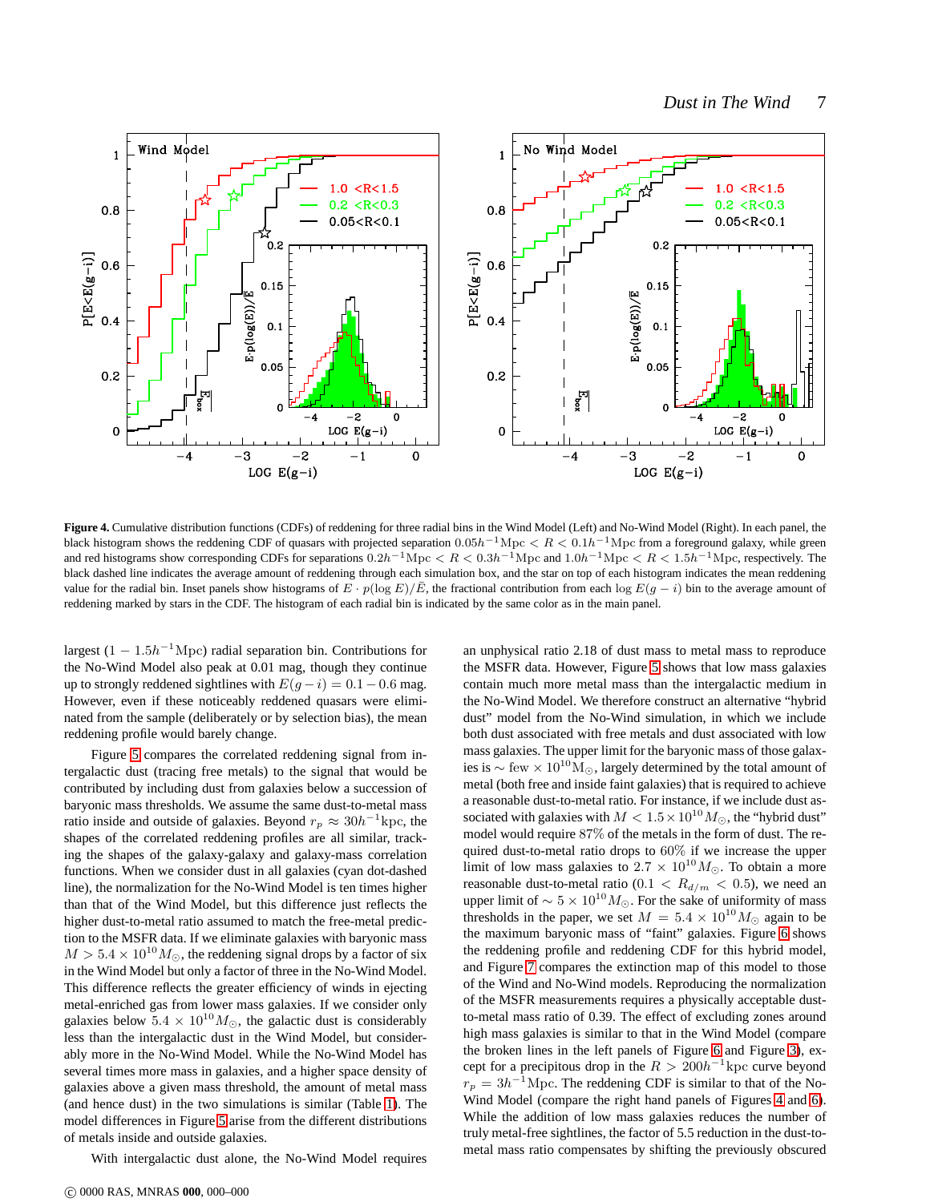**Figure 4.** Cumulative distribution functions (CDFs) of reddening for three radial bins in the Wind Model (Left) and No-Wind Model (Right). In each panel, the black histogram shows the reddening CDF of quasars with projected separation $0.05h^{-1}\mathrm{Mpc} < R < 0.1h^{-1}\mathrm{Mpc}$ from a foreground galaxy, while green and red histograms show corresponding CDFs for separations $0.2h^{-1}\mathrm{Mpc} < R < 0.3h^{-1}\mathrm{Mpc}$ and $1.0h^{-1}\mathrm{Mpc} < R < 1.5h^{-1}\mathrm{Mpc}$, respectively. The black dashed line indicates the average amount of reddening through each simulation box, and the star on top of each histogram indicates the mean reddening value for the radial bin. Inset panels show histograms of $E \cdot p(\log E)/\bar{E}$, the fractional contribution from each $\log E(g-i)$ bin to the average amount of reddening marked by stars in the CDF. The histogram of each radial bin is indicated by the same color as in the main panel.

largest ($1 - 1.5h^{-1}\mathrm{Mpc}$) radial separation bin. Contributions for the No-Wind Model also peak at 0.01 mag, though they continue up to strongly reddened sightlines with $E(g-i) = 0.1 - 0.6$ mag. However, even if these noticeably reddened quasars were eliminated from the sample (deliberately or by selection bias), the mean reddening profile would barely change.

Figure 5 compares the correlated reddening signal from intergalactic dust (tracing free metals) to the signal that would be contributed by including dust from galaxies below a succession of baryonic mass thresholds. We assume the same dust-to-metal mass ratio inside and outside of galaxies. Beyond $r_p \approx 30h^{-1}\mathrm{kpc}$, the shapes of the correlated reddening profiles are all similar, tracking the shapes of the galaxy-galaxy and galaxy-mass correlation functions. When we consider dust in all galaxies (cyan dot-dashed line), the normalization for the No-Wind Model is ten times higher than that of the Wind Model, but this difference just reflects the higher dust-to-metal ratio assumed to match the free-metal prediction to the MSFR data. If we eliminate galaxies with baryonic mass $M > 5.4 \times 10^{10} M_{\odot}$, the reddening signal drops by a factor of six in the Wind Model but only a factor of three in the No-Wind Model. This difference reflects the greater efficiency of winds in ejecting metal-enriched gas from lower mass galaxies. If we consider only galaxies below $5.4 \times 10^{10} M_{\odot}$, the galactic dust is considerably less than the intergalactic dust in the Wind Model, but considerably more in the No-Wind Model. While the No-Wind Model has several times more mass in galaxies, and a higher space density of galaxies above a given mass threshold, the amount of metal mass (and hence dust) in the two simulations is similar (Table 1). The model differences in Figure 5 arise from the different distributions of metals inside and outside galaxies.

With intergalactic dust alone, the No-Wind Model requires an unphysical ratio 2.18 of dust mass to metal mass to reproduce the MSFR data. However, Figure 5 shows that low mass galaxies contain much more metal mass than the intergalactic medium in the No-Wind Model. We therefore construct an alternative "hybrid dust" model from the No-Wind simulation, in which we include both dust associated with free metals and dust associated with low mass galaxies. The upper limit for the baryonic mass of those galaxies is $\sim$ few $\times\, 10^{10}\mathrm{M}_{\odot}$, largely determined by the total amount of metal (both free and inside faint galaxies) that is required to achieve a reasonable dust-to-metal ratio. For instance, if we include dust associated with galaxies with $M < 1.5 \times 10^{10} M_{\odot}$, the "hybrid dust" model would require 87% of the metals in the form of dust. The required dust-to-metal ratio drops to 60% if we increase the upper limit of low mass galaxies to $2.7 \times 10^{10} M_{\odot}$. To obtain a more reasonable dust-to-metal ratio ($0.1 < R_{d/m} < 0.5$), we need an upper limit of $\sim 5 \times 10^{10} M_{\odot}$. For the sake of uniformity of mass thresholds in the paper, we set $M = 5.4 \times 10^{10} M_{\odot}$ again to be the maximum baryonic mass of "faint" galaxies. Figure 6 shows the reddening profile and reddening CDF for this hybrid model, and Figure 7 compares the extinction map of this model to those of the Wind and No-Wind models. Reproducing the normalization of the MSFR measurements requires a physically acceptable dust-to-metal mass ratio of 0.39. The effect of excluding zones around high mass galaxies is similar to that in the Wind Model (compare the broken lines in the left panels of Figure 6 and Figure 3), except for a precipitous drop in the $R > 200h^{-1}\mathrm{kpc}$ curve beyond $r_p = 3h^{-1}\mathrm{Mpc}$. The reddening CDF is similar to that of the No-Wind Model (compare the right hand panels of Figures 4 and 6). While the addition of low mass galaxies reduces the number of truly metal-free sightlines, the factor of 5.5 reduction in the dust-to-metal mass ratio compensates by shifting the previously obscured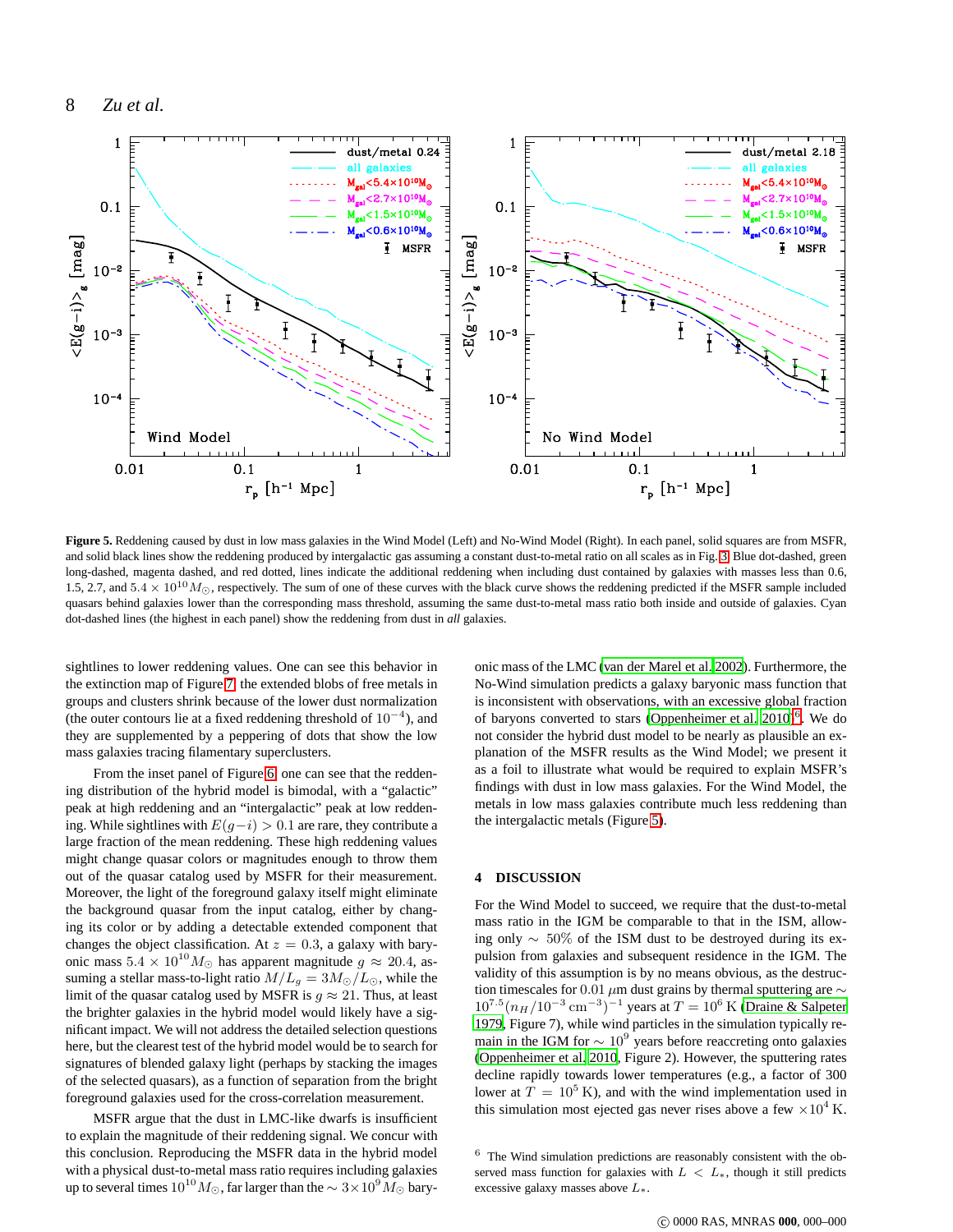**Figure 5.** Reddening caused by dust in low mass galaxies in the Wind Model (Left) and No-Wind Model (Right). In each panel, solid squares are from MSFR, and solid black lines show the reddening produced by intergalactic gas assuming a constant dust-to-metal ratio on all scales as in Fig. 3. Blue dot-dashed, green long-dashed, magenta dashed, and red dotted, lines indicate the additional reddening when including dust contained by galaxies with masses less than 0.6, 1.5, 2.7, and $5.4 \times 10^{10} M_{\odot}$, respectively. The sum of one of these curves with the black curve shows the reddening predicted if the MSFR sample included quasars behind galaxies lower than the corresponding mass threshold, assuming the same dust-to-metal mass ratio both inside and outside of galaxies. Cyan dot-dashed lines (the highest in each panel) show the reddening from dust in *all* galaxies.

sightlines to lower reddening values. One can see this behavior in the extinction map of Figure 7: the extended blobs of free metals in groups and clusters shrink because of the lower dust normalization (the outer contours lie at a fixed reddening threshold of $10^{-4}$), and they are supplemented by a peppering of dots that show the low mass galaxies tracing filamentary superclusters.

From the inset panel of Figure 6, one can see that the reddening distribution of the hybrid model is bimodal, with a "galactic" peak at high reddening and an "intergalactic" peak at low reddening. While sightlines with $E(g-i) > 0.1$ are rare, they contribute a large fraction of the mean reddening. These high reddening values might change quasar colors or magnitudes enough to throw them out of the quasar catalog used by MSFR for their measurement. Moreover, the light of the foreground galaxy itself might eliminate the background quasar from the input catalog, either by changing its color or by adding a detectable extended component that changes the object classification. At $z = 0.3$, a galaxy with baryonic mass $5.4 \times 10^{10} M_{\odot}$ has apparent magnitude $g \approx 20.4$, assuming a stellar mass-to-light ratio $M/L_g = 3M_{\odot}/L_{\odot}$, while the limit of the quasar catalog used by MSFR is $g \approx 21$. Thus, at least the brighter galaxies in the hybrid model would likely have a significant impact. We will not address the detailed selection questions here, but the clearest test of the hybrid model would be to search for signatures of blended galaxy light (perhaps by stacking the images of the selected quasars), as a function of separation from the bright foreground galaxies used for the cross-correlation measurement.

MSFR argue that the dust in LMC-like dwarfs is insufficient to explain the magnitude of their reddening signal. We concur with this conclusion. Reproducing the MSFR data in the hybrid model with a physical dust-to-metal mass ratio requires including galaxies up to several times $10^{10} M_{\odot}$, far larger than the $\sim 3\times10^{9} M_{\odot}$ baryonic mass of the LMC (van der Marel et al. 2002). Furthermore, the No-Wind simulation predicts a galaxy baryonic mass function that is inconsistent with observations, with an excessive global fraction of baryons converted to stars (Oppenheimer et al. 2010)[6]. We do not consider the hybrid dust model to be nearly as plausible an explanation of the MSFR results as the Wind Model; we present it as a foil to illustrate what would be required to explain MSFR's findings with dust in low mass galaxies. For the Wind Model, the metals in low mass galaxies contribute much less reddening than the intergalactic metals (Figure 5).

## 4 DISCUSSION

For the Wind Model to succeed, we require that the dust-to-metal mass ratio in the IGM be comparable to that in the ISM, allowing only $\sim 50\%$ of the ISM dust to be destroyed during its expulsion from galaxies and subsequent residence in the IGM. The validity of this assumption is by no means obvious, as the destruction timescales for $0.01\,\mu$m dust grains by thermal sputtering are $\sim 10^{7.5}(n_H/10^{-3}\,\mathrm{cm}^{-3})^{-1}$ years at $T = 10^6$ K (Draine & Salpeter 1979, Figure 7), while wind particles in the simulation typically remain in the IGM for $\sim 10^9$ years before reaccreting onto galaxies (Oppenheimer et al. 2010, Figure 2). However, the sputtering rates decline rapidly towards lower temperatures (e.g., a factor of 300 lower at $T = 10^5$ K), and with the wind implementation used in this simulation most ejected gas never rises above a few $\times 10^4$ K.

[6] The Wind simulation predictions are reasonably consistent with the observed mass function for galaxies with $L < L_*$, though it still predicts excessive galaxy masses above $L_*$.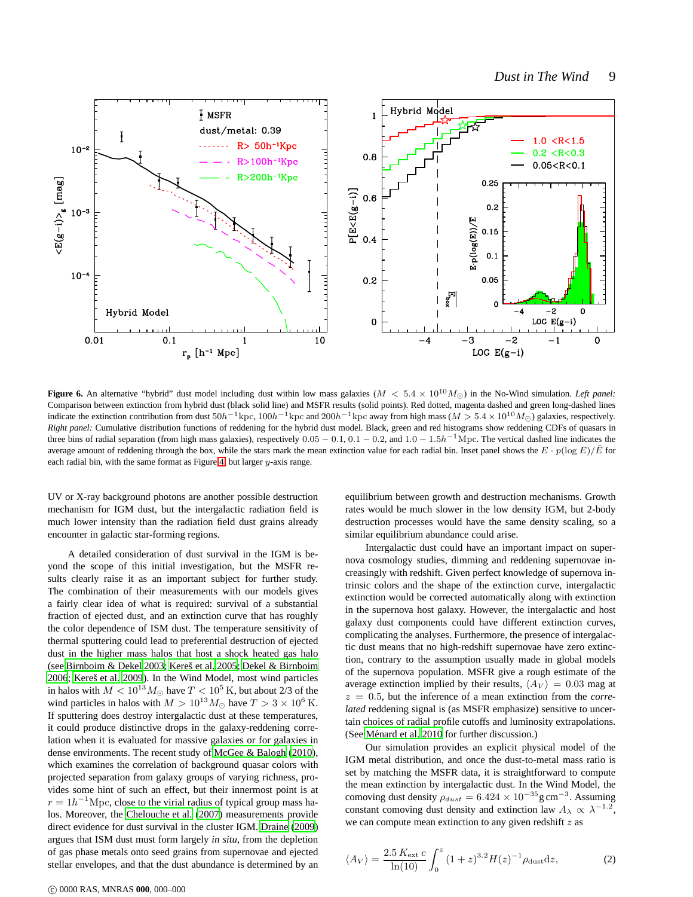**Figure 6.** An alternative "hybrid" dust model including dust within low mass galaxies ($M < 5.4 \times 10^{10} M_\odot$) in the No-Wind simulation. *Left panel:* Comparison between extinction from hybrid dust (black solid line) and MSFR results (solid points). Red dotted, magenta dashed and green long-dashed lines indicate the extinction contribution from dust $50h^{-1}$kpc, $100h^{-1}$kpc and $200h^{-1}$kpc away from high mass ($M > 5.4 \times 10^{10} M_\odot$) galaxies, respectively. *Right panel:* Cumulative distribution functions of reddening for the hybrid dust model. Black, green and red histograms show reddening CDFs of quasars in three bins of radial separation (from high mass galaxies), respectively $0.05 - 0.1$, $0.1 - 0.2$, and $1.0 - 1.5h^{-1}$Mpc. The vertical dashed line indicates the average amount of reddening through the box, while the stars mark the mean extinction value for each radial bin. Inset panel shows the $E \cdot p(\log E)/\bar{E}$ for each radial bin, with the same format as Figure 4 but larger $y$-axis range.

UV or X-ray background photons are another possible destruction mechanism for IGM dust, but the intergalactic radiation field is much lower intensity than the radiation field dust grains already encounter in galactic star-forming regions.

A detailed consideration of dust survival in the IGM is beyond the scope of this initial investigation, but the MSFR results clearly raise it as an important subject for further study. The combination of their measurements with our models gives a fairly clear idea of what is required: survival of a substantial fraction of ejected dust, and an extinction curve that has roughly the color dependence of ISM dust. The temperature sensitivity of thermal sputtering could lead to preferential destruction of ejected dust in the higher mass halos that host a shock heated gas halo (see Birnboim & Dekel 2003; Kereš et al. 2005; Dekel & Birnboim 2006; Kereš et al. 2009). In the Wind Model, most wind particles in halos with $M < 10^{13} M_\odot$ have $T < 10^5$ K, but about 2/3 of the wind particles in halos with $M > 10^{13} M_\odot$ have $T > 3 \times 10^6$ K. If sputtering does destroy intergalactic dust at these temperatures, it could produce distinctive drops in the galaxy-reddening correlation when it is evaluated for massive galaxies or for galaxies in dense environments. The recent study of McGee & Balogh (2010), which examines the correlation of background quasar colors with projected separation from galaxy groups of varying richness, provides some hint of such an effect, but their innermost point is at $r = 1h^{-1}$Mpc, close to the virial radius of typical group mass halos. Moreover, the Chelouche et al. (2007) measurements provide direct evidence for dust survival in the cluster IGM. Draine (2009) argues that ISM dust must form largely *in situ*, from the depletion of gas phase metals onto seed grains from supernovae and ejected stellar envelopes, and that the dust abundance is determined by an equilibrium between growth and destruction mechanisms. Growth rates would be much slower in the low density IGM, but 2-body destruction processes would have the same density scaling, so a similar equilibrium abundance could arise.

Intergalactic dust could have an important impact on supernova cosmology studies, dimming and reddening supernovae increasingly with redshift. Given perfect knowledge of supernova intrinsic colors and the shape of the extinction curve, intergalactic extinction would be corrected automatically along with extinction in the supernova host galaxy. However, the intergalactic and host galaxy dust components could have different extinction curves, complicating the analyses. Furthermore, the presence of intergalactic dust means that no high-redshift supernovae have zero extinction, contrary to the assumption usually made in global models of the supernova population. MSFR give a rough estimate of the average extinction implied by their results, $\langle A_V \rangle = 0.03$ mag at $z = 0.5$, but the inference of a mean extinction from the *correlated* reddening signal is (as MSFR emphasize) sensitive to uncertain choices of radial profile cutoffs and luminosity extrapolations. (See Ménard et al. 2010 for further discussion.)

Our simulation provides an explicit physical model of the IGM metal distribution, and once the dust-to-metal mass ratio is set by matching the MSFR data, it is straightforward to compute the mean extinction by intergalactic dust. In the Wind Model, the comoving dust density $\rho_{dust} = 6.424 \times 10^{-35}\,\mathrm{g\,cm^{-3}}$. Assuming constant comoving dust density and extinction law $A_\lambda \propto \lambda^{-1.2}$, we can compute mean extinction to any given redshift $z$ as

$$\langle A_V \rangle = \frac{2.5\, K_{\rm ext}\, c}{\ln(10)} \int_0^z (1+z)^{3.2} H(z)^{-1} \rho_{\rm dust} {\rm d}z, \qquad (2)$$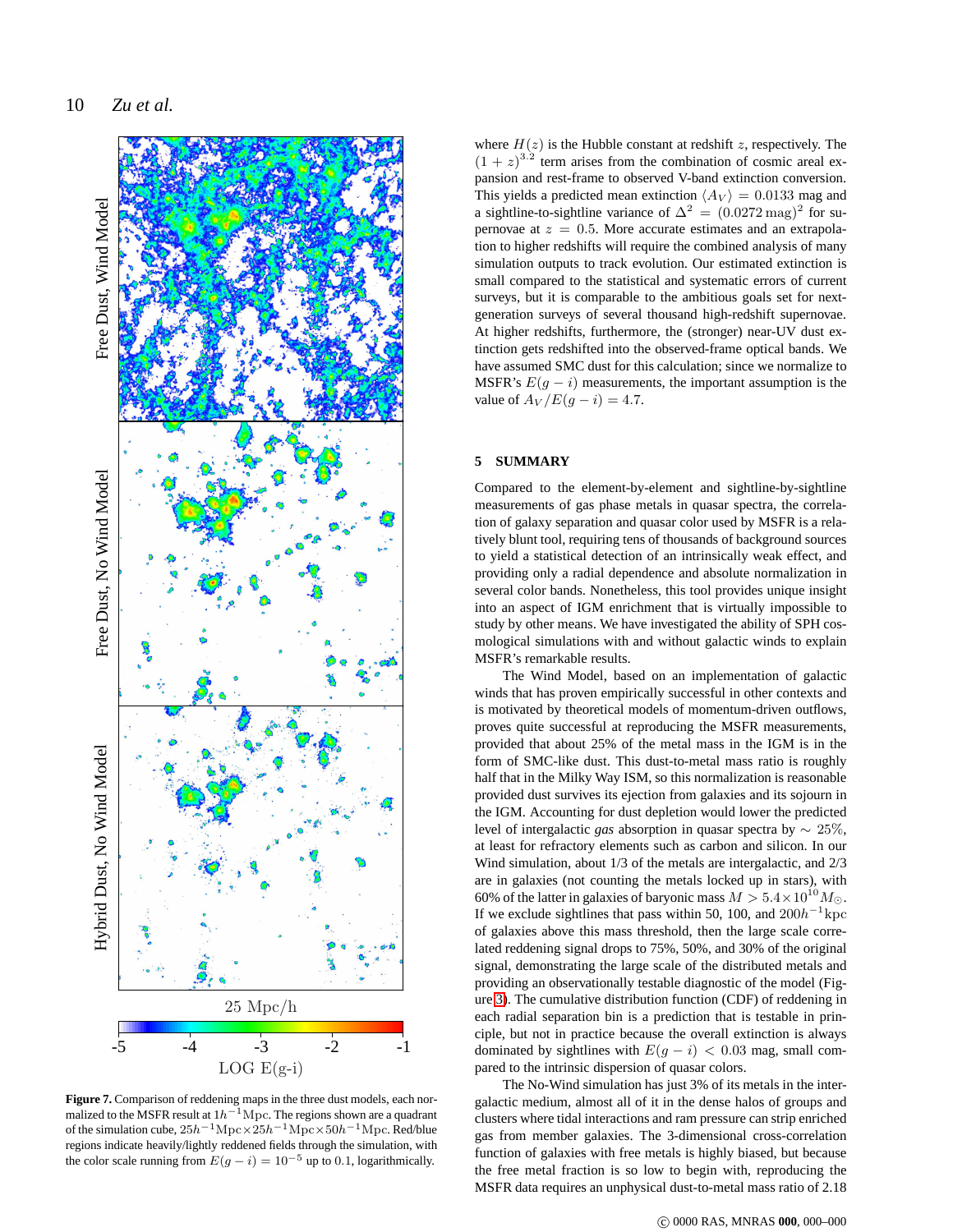where $H(z)$ is the Hubble constant at redshift $z$, respectively. The $(1+z)^{3.2}$ term arises from the combination of cosmic areal expansion and rest-frame to observed V-band extinction conversion. This yields a predicted mean extinction $\langle A_V \rangle = 0.0133$ mag and a sightline-to-sightline variance of $\Delta^2 = (0.0272\,\mathrm{mag})^2$ for supernovae at $z = 0.5$. More accurate estimates and an extrapolation to higher redshifts will require the combined analysis of many simulation outputs to track evolution. Our estimated extinction is small compared to the statistical and systematic errors of current surveys, but it is comparable to the ambitious goals set for next-generation surveys of several thousand high-redshift supernovae. At higher redshifts, furthermore, the (stronger) near-UV dust extinction gets redshifted into the observed-frame optical bands. We have assumed SMC dust for this calculation; since we normalize to MSFR's $E(g-i)$ measurements, the important assumption is the value of $A_V/E(g-i) = 4.7$.

Figure 7. Comparison of reddening maps in the three dust models, each normalized to the MSFR result at $1h^{-1}$Mpc. The regions shown are a quadrant of the simulation cube, $25h^{-1}\mathrm{Mpc}\times 25h^{-1}\mathrm{Mpc}\times 50h^{-1}\mathrm{Mpc}$. Red/blue regions indicate heavily/lightly reddened fields through the simulation, with the color scale running from $E(g-i) = 10^{-5}$ up to 0.1, logarithmically.

## 5 SUMMARY

Compared to the element-by-element and sightline-by-sightline measurements of gas phase metals in quasar spectra, the correlation of galaxy separation and quasar color used by MSFR is a relatively blunt tool, requiring tens of thousands of background sources to yield a statistical detection of an intrinsically weak effect, and providing only a radial dependence and absolute normalization in several color bands. Nonetheless, this tool provides unique insight into an aspect of IGM enrichment that is virtually impossible to study by other means. We have investigated the ability of SPH cosmological simulations with and without galactic winds to explain MSFR's remarkable results.

The Wind Model, based on an implementation of galactic winds that has proven empirically successful in other contexts and is motivated by theoretical models of momentum-driven outflows, proves quite successful at reproducing the MSFR measurements, provided that about 25% of the metal mass in the IGM is in the form of SMC-like dust. This dust-to-metal mass ratio is roughly half that in the Milky Way ISM, so this normalization is reasonable provided dust survives its ejection from galaxies and its sojourn in the IGM. Accounting for dust depletion would lower the predicted level of intergalactic *gas* absorption in quasar spectra by $\sim 25\%$, at least for refractory elements such as carbon and silicon. In our Wind simulation, about 1/3 of the metals are intergalactic, and 2/3 are in galaxies (not counting the metals locked up in stars), with 60% of the latter in galaxies of baryonic mass $M > 5.4\times 10^{10} M_\odot$. If we exclude sightlines that pass within 50, 100, and $200h^{-1}$kpc of galaxies above this mass threshold, then the large scale correlated reddening signal drops to 75%, 50%, and 30% of the original signal, demonstrating the large scale of the distributed metals and providing an observationally testable diagnostic of the model (Figure 3). The cumulative distribution function (CDF) of reddening in each radial separation bin is a prediction that is testable in principle, but not in practice because the overall extinction is always dominated by sightlines with $E(g-i) < 0.03$ mag, small compared to the intrinsic dispersion of quasar colors.

The No-Wind simulation has just 3% of its metals in the intergalactic medium, almost all of it in the dense halos of groups and clusters where tidal interactions and ram pressure can strip enriched gas from member galaxies. The 3-dimensional cross-correlation function of galaxies with free metals is highly biased, but because the free metal fraction is so low to begin with, reproducing the MSFR data requires an unphysical dust-to-metal mass ratio of 2.18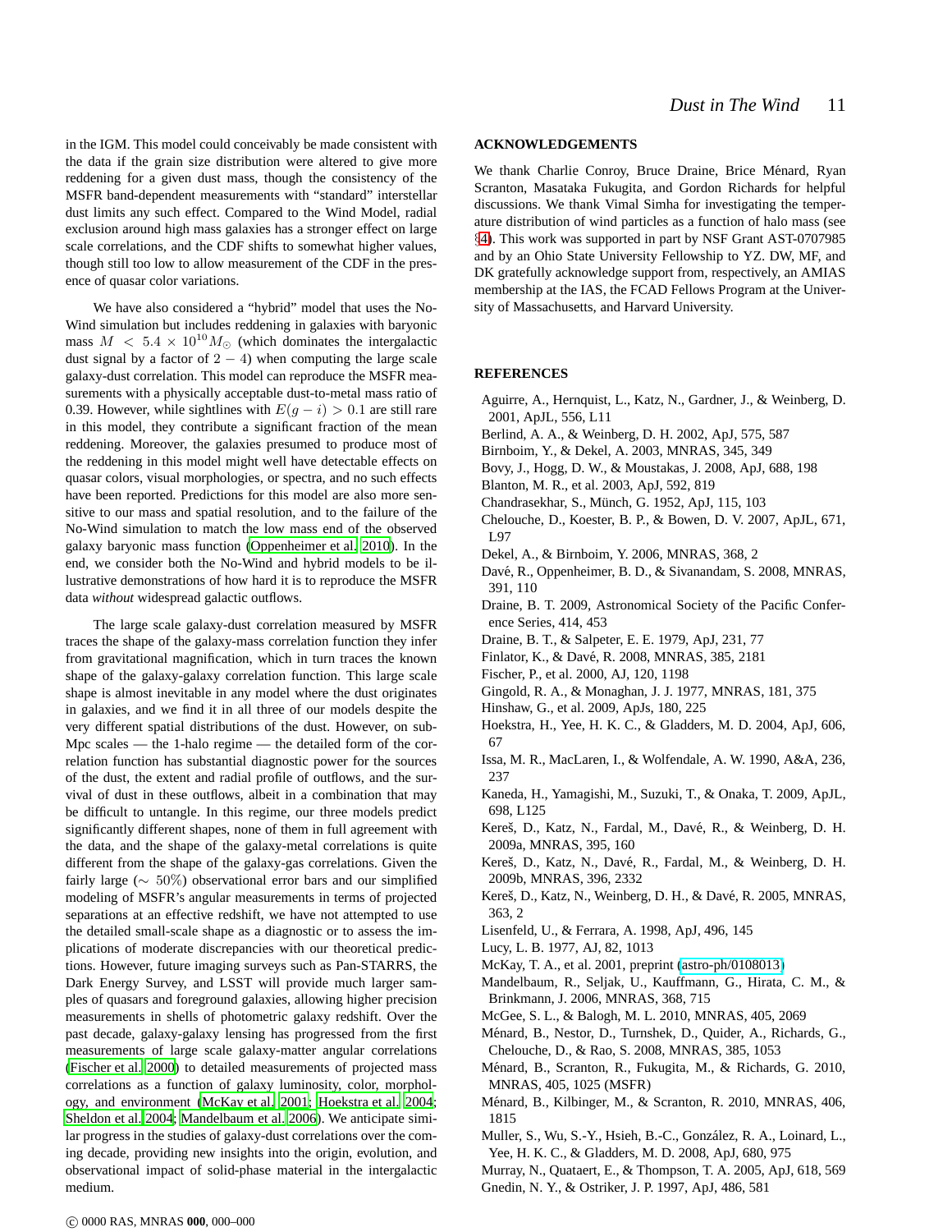in the IGM. This model could conceivably be made consistent with the data if the grain size distribution were altered to give more reddening for a given dust mass, though the consistency of the MSFR band-dependent measurements with "standard" interstellar dust limits any such effect. Compared to the Wind Model, radial exclusion around high mass galaxies has a stronger effect on large scale correlations, and the CDF shifts to somewhat higher values, though still too low to allow measurement of the CDF in the presence of quasar color variations.

We have also considered a "hybrid" model that uses the No-Wind simulation but includes reddening in galaxies with baryonic mass $M < 5.4 \times 10^{10} M_\odot$ (which dominates the intergalactic dust signal by a factor of $2-4$) when computing the large scale galaxy-dust correlation. This model can reproduce the MSFR measurements with a physically acceptable dust-to-metal mass ratio of 0.39. However, while sightlines with $E(g-i) > 0.1$ are still rare in this model, they contribute a significant fraction of the mean reddening. Moreover, the galaxies presumed to produce most of the reddening in this model might well have detectable effects on quasar colors, visual morphologies, or spectra, and no such effects have been reported. Predictions for this model are also more sensitive to our mass and spatial resolution, and to the failure of the No-Wind simulation to match the low mass end of the observed galaxy baryonic mass function (Oppenheimer et al. 2010). In the end, we consider both the No-Wind and hybrid models to be illustrative demonstrations of how hard it is to reproduce the MSFR data *without* widespread galactic outflows.

The large scale galaxy-dust correlation measured by MSFR traces the shape of the galaxy-mass correlation function they infer from gravitational magnification, which in turn traces the known shape of the galaxy-galaxy correlation function. This large scale shape is almost inevitable in any model where the dust originates in galaxies, and we find it in all three of our models despite the very different spatial distributions of the dust. However, on sub-Mpc scales — the 1-halo regime — the detailed form of the correlation function has substantial diagnostic power for the sources of the dust, the extent and radial profile of outflows, and the survival of dust in these outflows, albeit in a combination that may be difficult to untangle. In this regime, our three models predict significantly different shapes, none of them in full agreement with the data, and the shape of the galaxy-metal correlations is quite different from the shape of the galaxy-gas correlations. Given the fairly large ($\sim 50\%$) observational error bars and our simplified modeling of MSFR's angular measurements in terms of projected separations at an effective redshift, we have not attempted to use the detailed small-scale shape as a diagnostic or to assess the implications of moderate discrepancies with our theoretical predictions. However, future imaging surveys such as Pan-STARRS, the Dark Energy Survey, and LSST will provide much larger samples of quasars and foreground galaxies, allowing higher precision measurements in shells of photometric galaxy redshift. Over the past decade, galaxy-galaxy lensing has progressed from the first measurements of large scale galaxy-matter angular correlations (Fischer et al. 2000) to detailed measurements of projected mass correlations as a function of galaxy luminosity, color, morphology, and environment (McKay et al. 2001; Hoekstra et al. 2004; Sheldon et al. 2004; Mandelbaum et al. 2006). We anticipate similar progress in the studies of galaxy-dust correlations over the coming decade, providing new insights into the origin, evolution, and observational impact of solid-phase material in the intergalactic medium.

## ACKNOWLEDGEMENTS

We thank Charlie Conroy, Bruce Draine, Brice Ménard, Ryan Scranton, Masataka Fukugita, and Gordon Richards for helpful discussions. We thank Vimal Simha for investigating the temperature distribution of wind particles as a function of halo mass (see §4). This work was supported in part by NSF Grant AST-0707985 and by an Ohio State University Fellowship to YZ. DW, MF, and DK gratefully acknowledge support from, respectively, an AMIAS membership at the IAS, the FCAD Fellows Program at the University of Massachusetts, and Harvard University.

## REFERENCES

Aguirre, A., Hernquist, L., Katz, N., Gardner, J., & Weinberg, D. 2001, ApJL, 556, L11
Berlind, A. A., & Weinberg, D. H. 2002, ApJ, 575, 587
Birnboim, Y., & Dekel, A. 2003, MNRAS, 345, 349
Bovy, J., Hogg, D. W., & Moustakas, J. 2008, ApJ, 688, 198
Blanton, M. R., et al. 2003, ApJ, 592, 819
Chandrasekhar, S., Münch, G. 1952, ApJ, 115, 103
Chelouche, D., Koester, B. P., & Bowen, D. V. 2007, ApJL, 671, L97
Dekel, A., & Birnboim, Y. 2006, MNRAS, 368, 2
Davé, R., Oppenheimer, B. D., & Sivanandam, S. 2008, MNRAS, 391, 110
Draine, B. T. 2009, Astronomical Society of the Pacific Conference Series, 414, 453
Draine, B. T., & Salpeter, E. E. 1979, ApJ, 231, 77
Finlator, K., & Davé, R. 2008, MNRAS, 385, 2181
Fischer, P., et al. 2000, AJ, 120, 1198
Gingold, R. A., & Monaghan, J. J. 1977, MNRAS, 181, 375
Hinshaw, G., et al. 2009, ApJs, 180, 225
Hoekstra, H., Yee, H. K. C., & Gladders, M. D. 2004, ApJ, 606, 67
Issa, M. R., MacLaren, I., & Wolfendale, A. W. 1990, A&A, 236, 237
Kaneda, H., Yamagishi, M., Suzuki, T., & Onaka, T. 2009, ApJL, 698, L125
Kereš, D., Katz, N., Fardal, M., Davé, R., & Weinberg, D. H. 2009a, MNRAS, 395, 160
Kereš, D., Katz, N., Davé, R., Fardal, M., & Weinberg, D. H. 2009b, MNRAS, 396, 2332
Kereš, D., Katz, N., Weinberg, D. H., & Davé, R. 2005, MNRAS, 363, 2
Lisenfeld, U., & Ferrara, A. 1998, ApJ, 496, 145
Lucy, L. B. 1977, AJ, 82, 1013
McKay, T. A., et al. 2001, preprint (astro-ph/0108013)
Mandelbaum, R., Seljak, U., Kauffmann, G., Hirata, C. M., & Brinkmann, J. 2006, MNRAS, 368, 715
McGee, S. L., & Balogh, M. L. 2010, MNRAS, 405, 2069
Ménard, B., Nestor, D., Turnshek, D., Quider, A., Richards, G., Chelouche, D., & Rao, S. 2008, MNRAS, 385, 1053
Ménard, B., Scranton, R., Fukugita, M., & Richards, G. 2010, MNRAS, 405, 1025 (MSFR)
Ménard, B., Kilbinger, M., & Scranton, R. 2010, MNRAS, 406, 1815
Muller, S., Wu, S.-Y., Hsieh, B.-C., González, R. A., Loinard, L., Yee, H. K. C., & Gladders, M. D. 2008, ApJ, 680, 975
Murray, N., Quataert, E., & Thompson, T. A. 2005, ApJ, 618, 569
Gnedin, N. Y., & Ostriker, J. P. 1997, ApJ, 486, 581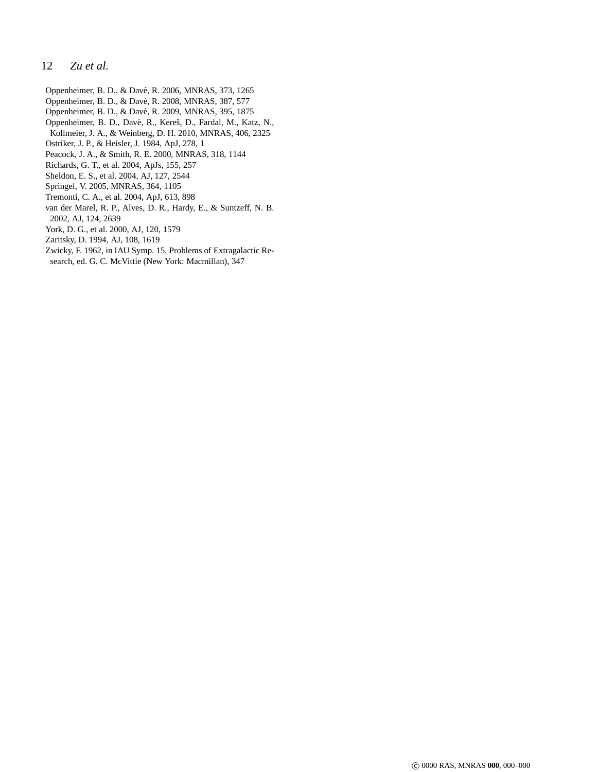Oppenheimer, B. D., & Davé, R. 2006, MNRAS, 373, 1265
Oppenheimer, B. D., & Davé, R. 2008, MNRAS, 387, 577
Oppenheimer, B. D., & Davé, R. 2009, MNRAS, 395, 1875
Oppenheimer, B. D., Davé, R., Kereš, D., Fardal, M., Katz, N., Kollmeier, J. A., & Weinberg, D. H. 2010, MNRAS, 406, 2325
Ostriker, J. P., & Heisler, J. 1984, ApJ, 278, 1
Peacock, J. A., & Smith, R. E. 2000, MNRAS, 318, 1144
Richards, G. T., et al. 2004, ApJs, 155, 257
Sheldon, E. S., et al. 2004, AJ, 127, 2544
Springel, V. 2005, MNRAS, 364, 1105
Tremonti, C. A., et al. 2004, ApJ, 613, 898
van der Marel, R. P., Alves, D. R., Hardy, E., & Suntzeff, N. B. 2002, AJ, 124, 2639
York, D. G., et al. 2000, AJ, 120, 1579
Zaritsky, D. 1994, AJ, 108, 1619
Zwicky, F. 1962, in IAU Symp. 15, Problems of Extragalactic Research, ed. G. C. McVittie (New York: Macmillan), 347